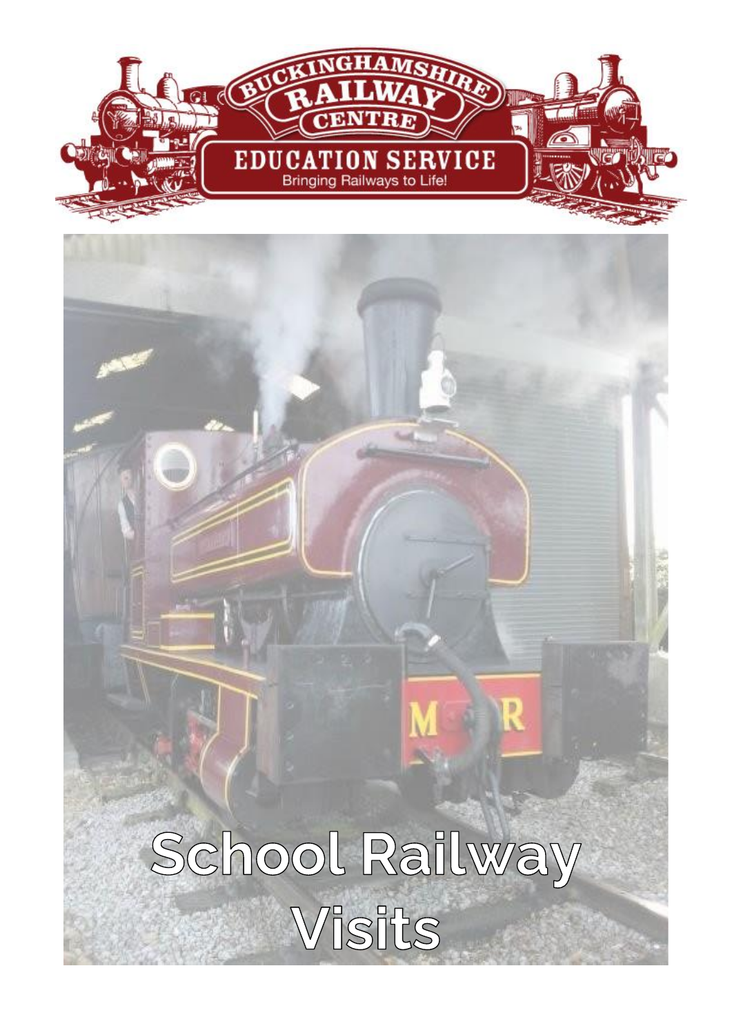BUCKINGHAMSHIRE RAILWAY CENTRE

EDUCATION SERVICE

Bringing Railways to Life!

# School Railway Visits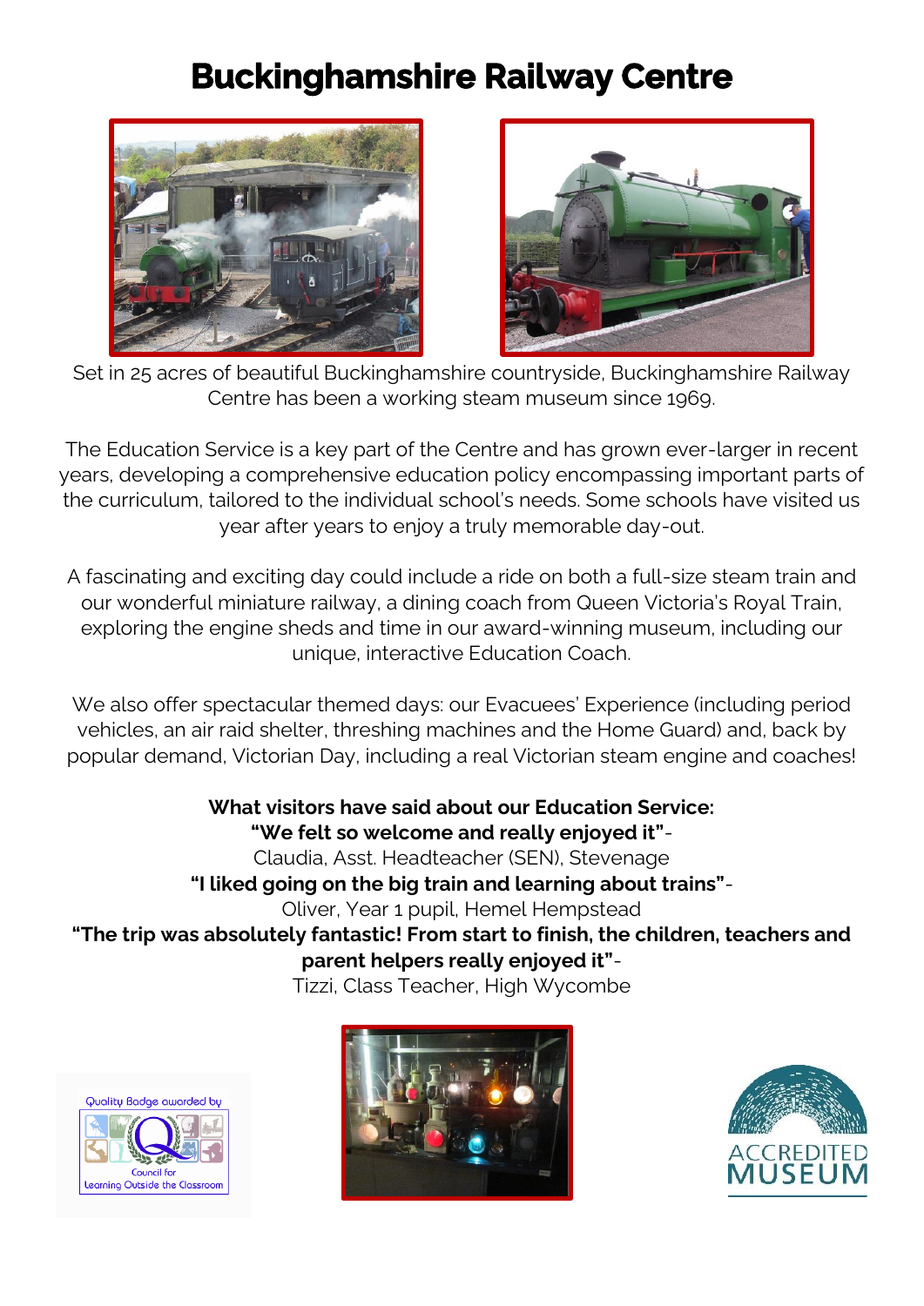# Buckinghamshire Railway Centre

Set in 25 acres of beautiful Buckinghamshire countryside, Buckinghamshire Railway Centre has been a working steam museum since 1969.

The Education Service is a key part of the Centre and has grown ever-larger in recent years, developing a comprehensive education policy encompassing important parts of the curriculum, tailored to the individual school's needs. Some schools have visited us year after years to enjoy a truly memorable day-out.

A fascinating and exciting day could include a ride on both a full-size steam train and our wonderful miniature railway, a dining coach from Queen Victoria's Royal Train, exploring the engine sheds and time in our award-winning museum, including our unique, interactive Education Coach.

We also offer spectacular themed days: our Evacuees' Experience (including period vehicles, an air raid shelter, threshing machines and the Home Guard) and, back by popular demand, Victorian Day, including a real Victorian steam engine and coaches!

**What visitors have said about our Education Service:**

**"We felt so welcome and really enjoyed it"**-
Claudia, Asst. Headteacher (SEN), Stevenage

**"I liked going on the big train and learning about trains"**-
Oliver, Year 1 pupil, Hemel Hempstead

**"The trip was absolutely fantastic! From start to finish, the children, teachers and parent helpers really enjoyed it"**-
Tizzi, Class Teacher, High Wycombe

Quality Badge awarded by Council for Learning Outside the Classroom

ACCREDITED MUSEUM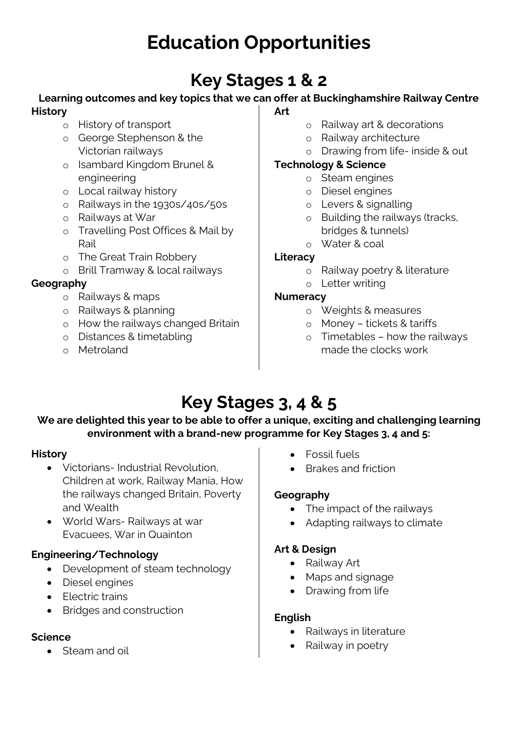# Education Opportunities

## Key Stages 1 & 2

**Learning outcomes and key topics that we can offer at Buckinghamshire Railway Centre**

**History**

- History of transport
- George Stephenson & the Victorian railways
- Isambard Kingdom Brunel & engineering
- Local railway history
- Railways in the 1930s/40s/50s
- Railways at War
- Travelling Post Offices & Mail by Rail
- The Great Train Robbery
- Brill Tramway & local railways

**Geography**

- Railways & maps
- Railways & planning
- How the railways changed Britain
- Distances & timetabling
- Metroland

**Art**

- Railway art & decorations
- Railway architecture
- Drawing from life- inside & out

**Technology & Science**

- Steam engines
- Diesel engines
- Levers & signalling
- Building the railways (tracks, bridges & tunnels)
- Water & coal

**Literacy**

- Railway poetry & literature
- Letter writing

**Numeracy**

- Weights & measures
- Money – tickets & tariffs
- Timetables – how the railways made the clocks work

## Key Stages 3, 4 & 5

**We are delighted this year to be able to offer a unique, exciting and challenging learning environment with a brand-new programme for Key Stages 3, 4 and 5:**

**History**

- Victorians- Industrial Revolution, Children at work, Railway Mania, How the railways changed Britain, Poverty and Wealth
- World Wars- Railways at war Evacuees, War in Quainton

**Engineering/Technology**

- Development of steam technology
- Diesel engines
- Electric trains
- Bridges and construction

**Science**

- Steam and oil
- Fossil fuels
- Brakes and friction

**Geography**

- The impact of the railways
- Adapting railways to climate

**Art & Design**

- Railway Art
- Maps and signage
- Drawing from life

**English**

- Railways in literature
- Railway in poetry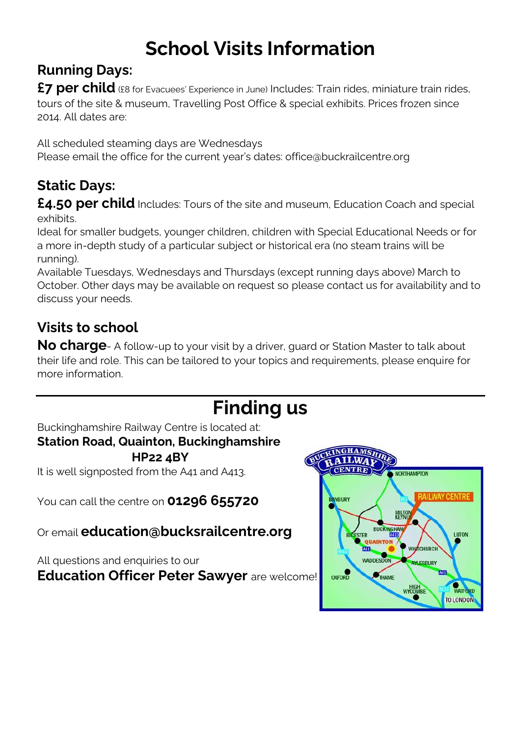# School Visits Information

## Running Days:

**£7 per child** (£8 for Evacuees' Experience in June) Includes: Train rides, miniature train rides, tours of the site & museum, Travelling Post Office & special exhibits. Prices frozen since 2014. All dates are:

All scheduled steaming days are Wednesdays
Please email the office for the current year's dates: office@buckrailcentre.org

## Static Days:

**£4.50 per child** Includes: Tours of the site and museum, Education Coach and special exhibits.
Ideal for smaller budgets, younger children, children with Special Educational Needs or for a more in-depth study of a particular subject or historical era (no steam trains will be running).
Available Tuesdays, Wednesdays and Thursdays (except running days above) March to October. Other days may be available on request so please contact us for availability and to discuss your needs.

## Visits to school

**No charge**- A follow-up to your visit by a driver, guard or Station Master to talk about their life and role. This can be tailored to your topics and requirements, please enquire for more information.

---

# Finding us

Buckinghamshire Railway Centre is located at:
**Station Road, Quainton, Buckinghamshire**
**HP22 4BY**
It is well signposted from the A41 and A413.

You can call the centre on **01296 655720**

Or email **education@bucksrailcentre.org**

All questions and enquiries to our
**Education Officer Peter Sawyer** are welcome!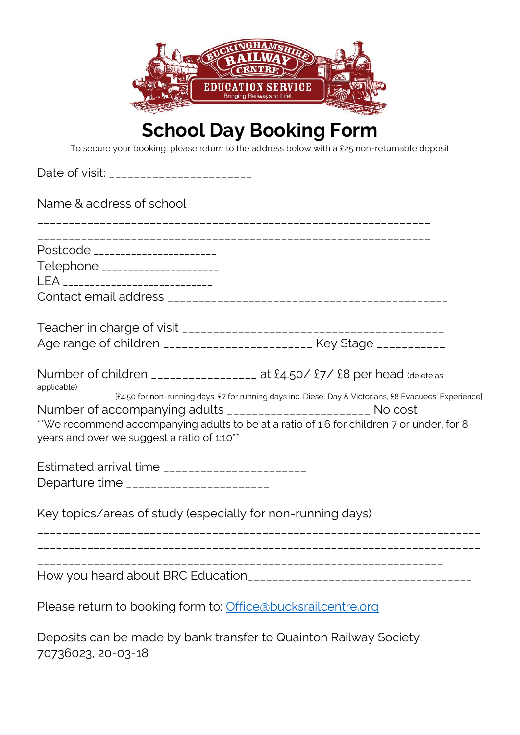# School Day Booking Form

To secure your booking, please return to the address below with a £25 non-returnable deposit

Date of visit: ______________________

Name & address of school

______________________________________________________________

______________________________________________________________

Postcode ______________________

Telephone _____________________

LEA ____________________________

Contact email address ____________________________________________

Teacher in charge of visit ________________________________________

Age range of children _______________________ Key Stage ___________

Number of children ________________ at £4.50/ £7/ £8 per head (delete as applicable)

[£4.50 for non-running days, £7 for running days inc. Diesel Day & Victorians, £8 Evacuees' Experience]

Number of accompanying adults ______________________ No cost

**We recommend accompanying adults to be at a ratio of 1:6 for children 7 or under, for 8 years and over we suggest a ratio of 1:10**

Estimated arrival time ______________________

Departure time ______________________

Key topics/areas of study (especially for non-running days)

______________________________________________________________________

______________________________________________________________________

______________________________________________________________

How you heard about BRC Education___________________________________

Please return to booking form to: Office@bucksrailcentre.org

Deposits can be made by bank transfer to Quainton Railway Society, 70736023, 20-03-18